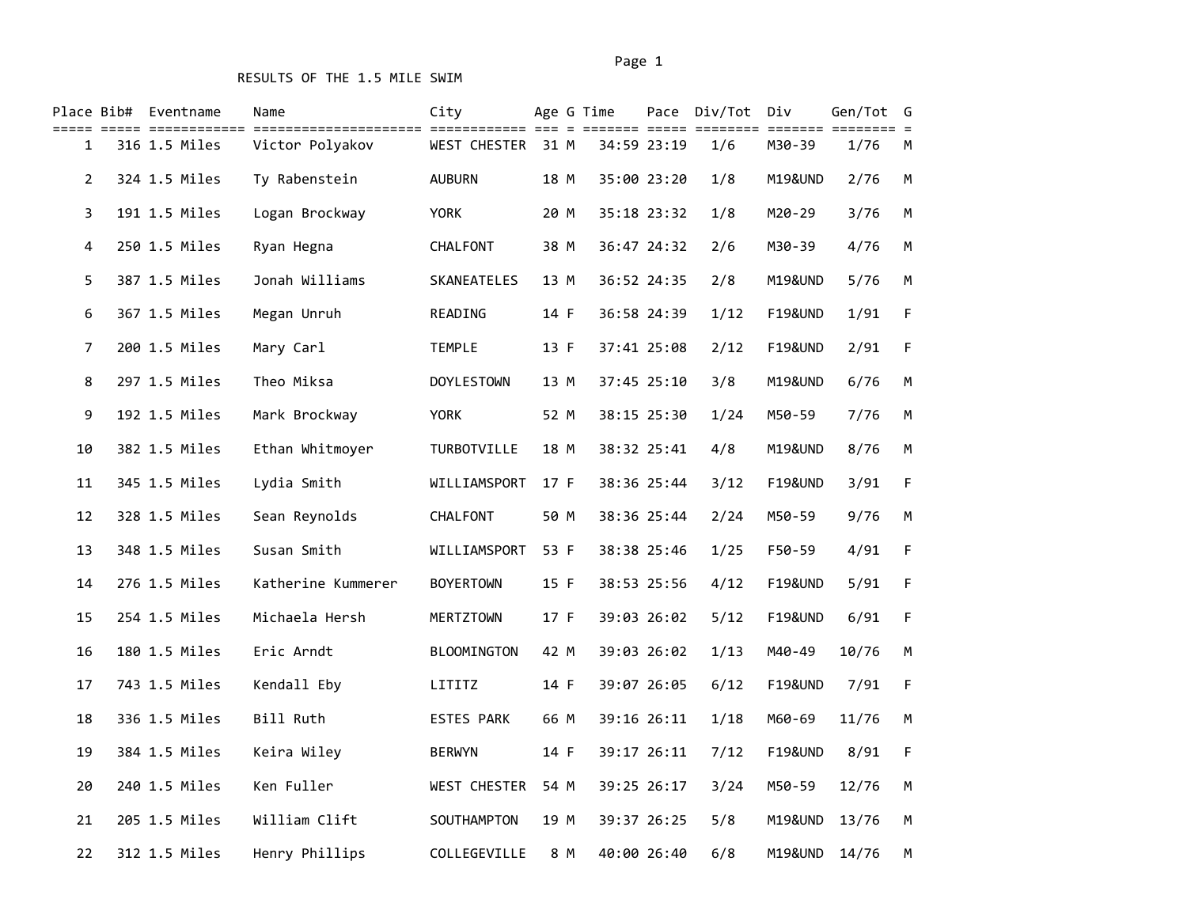# RESULTS OF THE 1.5 MILE SWIM

| Place | Bib# | Eventname | Name | City | Age | G | Time | Pace | Div/Tot | Div | Gen/Tot | G |
|---|---|---|---|---|---|---|---|---|---|---|---|---|
| 1 | 316 | 1.5 Miles | Victor Polyakov | WEST CHESTER | 31 | M | 34:59 | 23:19 | 1/6 | M30-39 | 1/76 | M |
| 2 | 324 | 1.5 Miles | Ty Rabenstein | AUBURN | 18 | M | 35:00 | 23:20 | 1/8 | M19&UND | 2/76 | M |
| 3 | 191 | 1.5 Miles | Logan Brockway | YORK | 20 | M | 35:18 | 23:32 | 1/8 | M20-29 | 3/76 | M |
| 4 | 250 | 1.5 Miles | Ryan Hegna | CHALFONT | 38 | M | 36:47 | 24:32 | 2/6 | M30-39 | 4/76 | M |
| 5 | 387 | 1.5 Miles | Jonah Williams | SKANEATELES | 13 | M | 36:52 | 24:35 | 2/8 | M19&UND | 5/76 | M |
| 6 | 367 | 1.5 Miles | Megan Unruh | READING | 14 | F | 36:58 | 24:39 | 1/12 | F19&UND | 1/91 | F |
| 7 | 200 | 1.5 Miles | Mary Carl | TEMPLE | 13 | F | 37:41 | 25:08 | 2/12 | F19&UND | 2/91 | F |
| 8 | 297 | 1.5 Miles | Theo Miksa | DOYLESTOWN | 13 | M | 37:45 | 25:10 | 3/8 | M19&UND | 6/76 | M |
| 9 | 192 | 1.5 Miles | Mark Brockway | YORK | 52 | M | 38:15 | 25:30 | 1/24 | M50-59 | 7/76 | M |
| 10 | 382 | 1.5 Miles | Ethan Whitmoyer | TURBOTVILLE | 18 | M | 38:32 | 25:41 | 4/8 | M19&UND | 8/76 | M |
| 11 | 345 | 1.5 Miles | Lydia Smith | WILLIAMSPORT | 17 | F | 38:36 | 25:44 | 3/12 | F19&UND | 3/91 | F |
| 12 | 328 | 1.5 Miles | Sean Reynolds | CHALFONT | 50 | M | 38:36 | 25:44 | 2/24 | M50-59 | 9/76 | M |
| 13 | 348 | 1.5 Miles | Susan Smith | WILLIAMSPORT | 53 | F | 38:38 | 25:46 | 1/25 | F50-59 | 4/91 | F |
| 14 | 276 | 1.5 Miles | Katherine Kummerer | BOYERTOWN | 15 | F | 38:53 | 25:56 | 4/12 | F19&UND | 5/91 | F |
| 15 | 254 | 1.5 Miles | Michaela Hersh | MERTZTOWN | 17 | F | 39:03 | 26:02 | 5/12 | F19&UND | 6/91 | F |
| 16 | 180 | 1.5 Miles | Eric Arndt | BLOOMINGTON | 42 | M | 39:03 | 26:02 | 1/13 | M40-49 | 10/76 | M |
| 17 | 743 | 1.5 Miles | Kendall Eby | LITITZ | 14 | F | 39:07 | 26:05 | 6/12 | F19&UND | 7/91 | F |
| 18 | 336 | 1.5 Miles | Bill Ruth | ESTES PARK | 66 | M | 39:16 | 26:11 | 1/18 | M60-69 | 11/76 | M |
| 19 | 384 | 1.5 Miles | Keira Wiley | BERWYN | 14 | F | 39:17 | 26:11 | 7/12 | F19&UND | 8/91 | F |
| 20 | 240 | 1.5 Miles | Ken Fuller | WEST CHESTER | 54 | M | 39:25 | 26:17 | 3/24 | M50-59 | 12/76 | M |
| 21 | 205 | 1.5 Miles | William Clift | SOUTHAMPTON | 19 | M | 39:37 | 26:25 | 5/8 | M19&UND | 13/76 | M |
| 22 | 312 | 1.5 Miles | Henry Phillips | COLLEGEVILLE | 8 | M | 40:00 | 26:40 | 6/8 | M19&UND | 14/76 | M |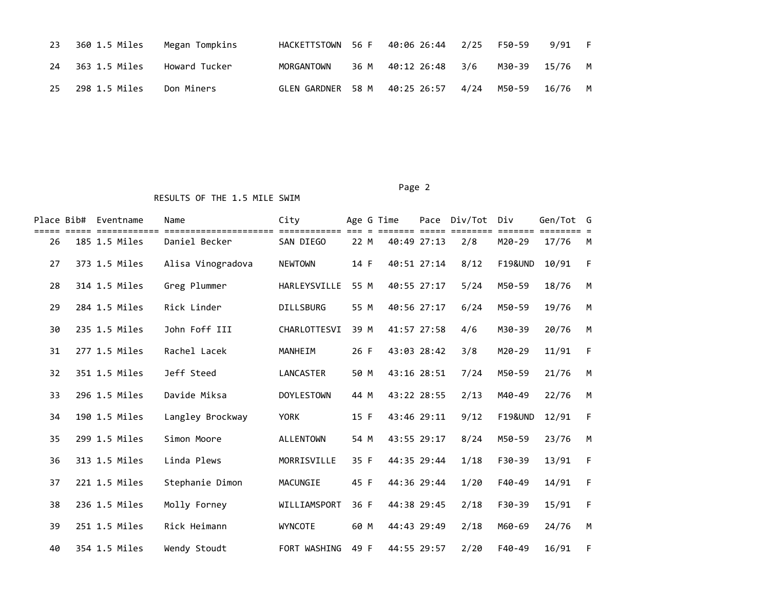| Place | Bib# | Eventname | Name | City | Age | G | Time | Pace | Div/Tot | Div | Gen/Tot | G |
|---|---|---|---|---|---|---|---|---|---|---|---|---|
| 23 | 360 | 1.5 Miles | Megan Tompkins | HACKETTSTOWN | 56 | F | 40:06 | 26:44 | 2/25 | F50-59 | 9/91 | F |
| 24 | 363 | 1.5 Miles | Howard Tucker | MORGANTOWN | 36 | M | 40:12 | 26:48 | 3/6 | M30-39 | 15/76 | M |
| 25 | 298 | 1.5 Miles | Don Miners | GLEN GARDNER | 58 | M | 40:25 | 26:57 | 4/24 | M50-59 | 16/76 | M |

RESULTS OF THE 1.5 MILE SWIM

| Place | Bib# | Eventname | Name | City | Age | G | Time | Pace | Div/Tot | Div | Gen/Tot | G |
|---|---|---|---|---|---|---|---|---|---|---|---|---|
| 26 | 185 | 1.5 Miles | Daniel Becker | SAN DIEGO | 22 | M | 40:49 | 27:13 | 2/8 | M20-29 | 17/76 | M |
| 27 | 373 | 1.5 Miles | Alisa Vinogradova | NEWTOWN | 14 | F | 40:51 | 27:14 | 8/12 | F19&UND | 10/91 | F |
| 28 | 314 | 1.5 Miles | Greg Plummer | HARLEYSVILLE | 55 | M | 40:55 | 27:17 | 5/24 | M50-59 | 18/76 | M |
| 29 | 284 | 1.5 Miles | Rick Linder | DILLSBURG | 55 | M | 40:56 | 27:17 | 6/24 | M50-59 | 19/76 | M |
| 30 | 235 | 1.5 Miles | John Foff III | CHARLOTTESVI | 39 | M | 41:57 | 27:58 | 4/6 | M30-39 | 20/76 | M |
| 31 | 277 | 1.5 Miles | Rachel Lacek | MANHEIM | 26 | F | 43:03 | 28:42 | 3/8 | M20-29 | 11/91 | F |
| 32 | 351 | 1.5 Miles | Jeff Steed | LANCASTER | 50 | M | 43:16 | 28:51 | 7/24 | M50-59 | 21/76 | M |
| 33 | 296 | 1.5 Miles | Davide Miksa | DOYLESTOWN | 44 | M | 43:22 | 28:55 | 2/13 | M40-49 | 22/76 | M |
| 34 | 190 | 1.5 Miles | Langley Brockway | YORK | 15 | F | 43:46 | 29:11 | 9/12 | F19&UND | 12/91 | F |
| 35 | 299 | 1.5 Miles | Simon Moore | ALLENTOWN | 54 | M | 43:55 | 29:17 | 8/24 | M50-59 | 23/76 | M |
| 36 | 313 | 1.5 Miles | Linda Plews | MORRISVILLE | 35 | F | 44:35 | 29:44 | 1/18 | F30-39 | 13/91 | F |
| 37 | 221 | 1.5 Miles | Stephanie Dimon | MACUNGIE | 45 | F | 44:36 | 29:44 | 1/20 | F40-49 | 14/91 | F |
| 38 | 236 | 1.5 Miles | Molly Forney | WILLIAMSPORT | 36 | F | 44:38 | 29:45 | 2/18 | F30-39 | 15/91 | F |
| 39 | 251 | 1.5 Miles | Rick Heimann | WYNCOTE | 60 | M | 44:43 | 29:49 | 2/18 | M60-69 | 24/76 | M |
| 40 | 354 | 1.5 Miles | Wendy Stoudt | FORT WASHING | 49 | F | 44:55 | 29:57 | 2/20 | F40-49 | 16/91 | F |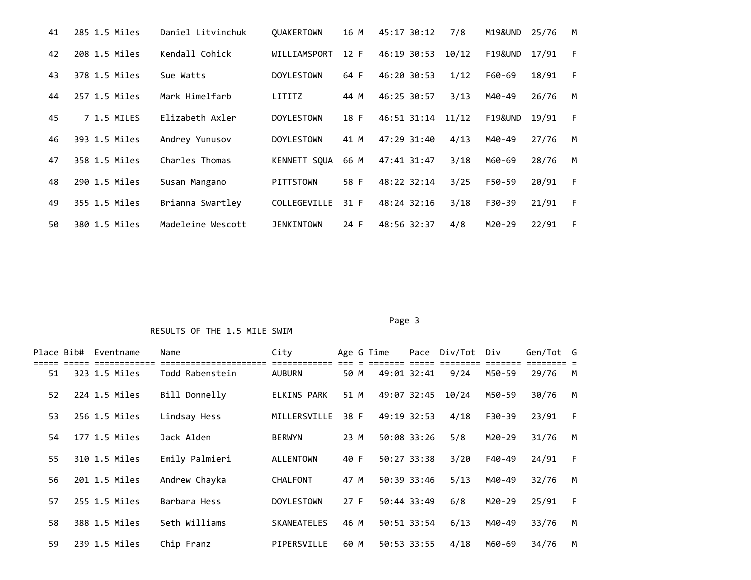| Place | Bib# | Eventname | Name | City | Age | G | Time | Pace | Div/Tot | Div | Gen/Tot | G |
|---|---|---|---|---|---|---|---|---|---|---|---|---|
| 41 | 285 | 1.5 Miles | Daniel Litvinchuk | QUAKERTOWN | 16 | M | 45:17 | 30:12 | 7/8 | M19&UND | 25/76 | M |
| 42 | 208 | 1.5 Miles | Kendall Cohick | WILLIAMSPORT | 12 | F | 46:19 | 30:53 | 10/12 | F19&UND | 17/91 | F |
| 43 | 378 | 1.5 Miles | Sue Watts | DOYLESTOWN | 64 | F | 46:20 | 30:53 | 1/12 | F60-69 | 18/91 | F |
| 44 | 257 | 1.5 Miles | Mark Himelfarb | LITITZ | 44 | M | 46:25 | 30:57 | 3/13 | M40-49 | 26/76 | M |
| 45 | 7 | 1.5 MILES | Elizabeth Axler | DOYLESTOWN | 18 | F | 46:51 | 31:14 | 11/12 | F19&UND | 19/91 | F |
| 46 | 393 | 1.5 Miles | Andrey Yunusov | DOYLESTOWN | 41 | M | 47:29 | 31:40 | 4/13 | M40-49 | 27/76 | M |
| 47 | 358 | 1.5 Miles | Charles Thomas | KENNETT SQUA | 66 | M | 47:41 | 31:47 | 3/18 | M60-69 | 28/76 | M |
| 48 | 290 | 1.5 Miles | Susan Mangano | PITTSTOWN | 58 | F | 48:22 | 32:14 | 3/25 | F50-59 | 20/91 | F |
| 49 | 355 | 1.5 Miles | Brianna Swartley | COLLEGEVILLE | 31 | F | 48:24 | 32:16 | 3/18 | F30-39 | 21/91 | F |
| 50 | 380 | 1.5 Miles | Madeleine Wescott | JENKINTOWN | 24 | F | 48:56 | 32:37 | 4/8 | M20-29 | 22/91 | F |

RESULTS OF THE 1.5 MILE SWIM

| Place | Bib# | Eventname | Name | City | Age | G | Time | Pace | Div/Tot | Div | Gen/Tot | G |
|---|---|---|---|---|---|---|---|---|---|---|---|---|
| 51 | 323 | 1.5 Miles | Todd Rabenstein | AUBURN | 50 | M | 49:01 | 32:41 | 9/24 | M50-59 | 29/76 | M |
| 52 | 224 | 1.5 Miles | Bill Donnelly | ELKINS PARK | 51 | M | 49:07 | 32:45 | 10/24 | M50-59 | 30/76 | M |
| 53 | 256 | 1.5 Miles | Lindsay Hess | MILLERSVILLE | 38 | F | 49:19 | 32:53 | 4/18 | F30-39 | 23/91 | F |
| 54 | 177 | 1.5 Miles | Jack Alden | BERWYN | 23 | M | 50:08 | 33:26 | 5/8 | M20-29 | 31/76 | M |
| 55 | 310 | 1.5 Miles | Emily Palmieri | ALLENTOWN | 40 | F | 50:27 | 33:38 | 3/20 | F40-49 | 24/91 | F |
| 56 | 201 | 1.5 Miles | Andrew Chayka | CHALFONT | 47 | M | 50:39 | 33:46 | 5/13 | M40-49 | 32/76 | M |
| 57 | 255 | 1.5 Miles | Barbara Hess | DOYLESTOWN | 27 | F | 50:44 | 33:49 | 6/8 | M20-29 | 25/91 | F |
| 58 | 388 | 1.5 Miles | Seth Williams | SKANEATELES | 46 | M | 50:51 | 33:54 | 6/13 | M40-49 | 33/76 | M |
| 59 | 239 | 1.5 Miles | Chip Franz | PIPERSVILLE | 60 | M | 50:53 | 33:55 | 4/18 | M60-69 | 34/76 | M |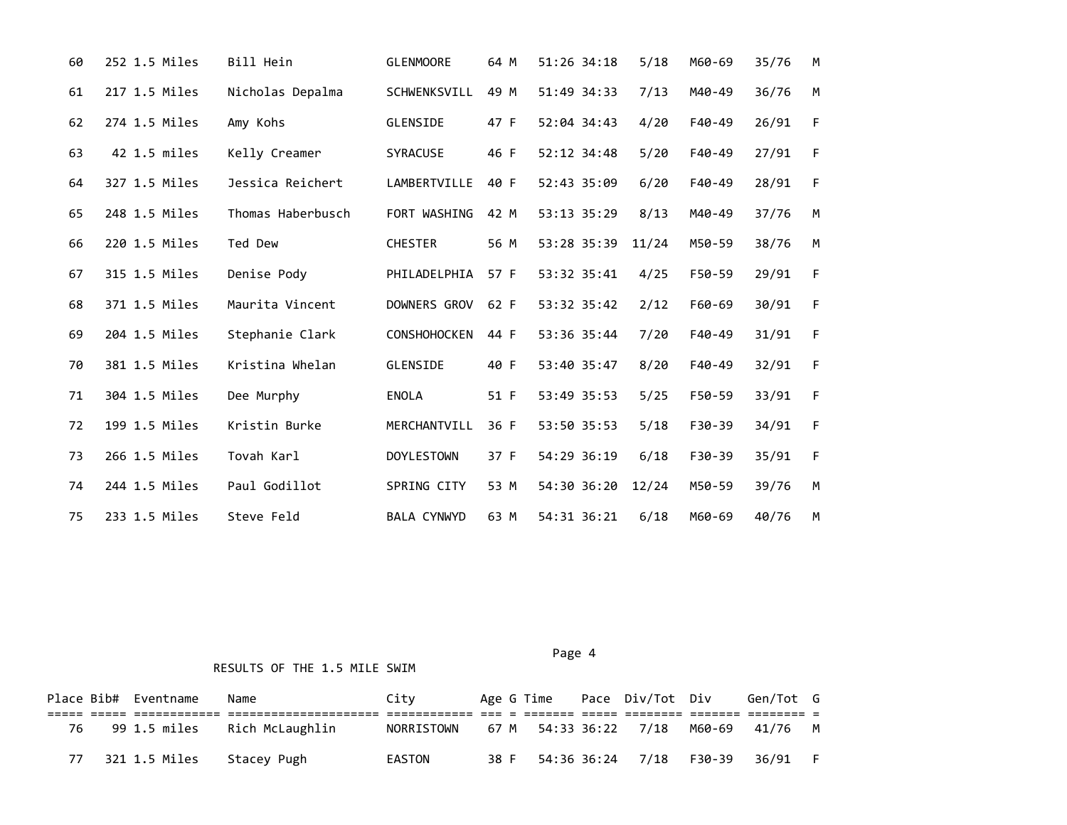| Place | Bib# | Eventname | Name | City | Age | G | Time | Pace | Div/Tot | Div | Gen/Tot | G |
|---|---|---|---|---|---|---|---|---|---|---|---|---|
| 60 | 252 | 1.5 Miles | Bill Hein | GLENMOORE | 64 | M | 51:26 | 34:18 | 5/18 | M60-69 | 35/76 | M |
| 61 | 217 | 1.5 Miles | Nicholas Depalma | SCHWENKSVILL | 49 | M | 51:49 | 34:33 | 7/13 | M40-49 | 36/76 | M |
| 62 | 274 | 1.5 Miles | Amy Kohs | GLENSIDE | 47 | F | 52:04 | 34:43 | 4/20 | F40-49 | 26/91 | F |
| 63 | 42 | 1.5 miles | Kelly Creamer | SYRACUSE | 46 | F | 52:12 | 34:48 | 5/20 | F40-49 | 27/91 | F |
| 64 | 327 | 1.5 Miles | Jessica Reichert | LAMBERTVILLE | 40 | F | 52:43 | 35:09 | 6/20 | F40-49 | 28/91 | F |
| 65 | 248 | 1.5 Miles | Thomas Haberbusch | FORT WASHING | 42 | M | 53:13 | 35:29 | 8/13 | M40-49 | 37/76 | M |
| 66 | 220 | 1.5 Miles | Ted Dew | CHESTER | 56 | M | 53:28 | 35:39 | 11/24 | M50-59 | 38/76 | M |
| 67 | 315 | 1.5 Miles | Denise Pody | PHILADELPHIA | 57 | F | 53:32 | 35:41 | 4/25 | F50-59 | 29/91 | F |
| 68 | 371 | 1.5 Miles | Maurita Vincent | DOWNERS GROV | 62 | F | 53:32 | 35:42 | 2/12 | F60-69 | 30/91 | F |
| 69 | 204 | 1.5 Miles | Stephanie Clark | CONSHOHOCKEN | 44 | F | 53:36 | 35:44 | 7/20 | F40-49 | 31/91 | F |
| 70 | 381 | 1.5 Miles | Kristina Whelan | GLENSIDE | 40 | F | 53:40 | 35:47 | 8/20 | F40-49 | 32/91 | F |
| 71 | 304 | 1.5 Miles | Dee Murphy | ENOLA | 51 | F | 53:49 | 35:53 | 5/25 | F50-59 | 33/91 | F |
| 72 | 199 | 1.5 Miles | Kristin Burke | MERCHANTVILL | 36 | F | 53:50 | 35:53 | 5/18 | F30-39 | 34/91 | F |
| 73 | 266 | 1.5 Miles | Tovah Karl | DOYLESTOWN | 37 | F | 54:29 | 36:19 | 6/18 | F30-39 | 35/91 | F |
| 74 | 244 | 1.5 Miles | Paul Godillot | SPRING CITY | 53 | M | 54:30 | 36:20 | 12/24 | M50-59 | 39/76 | M |
| 75 | 233 | 1.5 Miles | Steve Feld | BALA CYNWYD | 63 | M | 54:31 | 36:21 | 6/18 | M60-69 | 40/76 | M |

RESULTS OF THE 1.5 MILE SWIM

| Place | Bib# | Eventname | Name | City | Age | G | Time | Pace | Div/Tot | Div | Gen/Tot | G |
|---|---|---|---|---|---|---|---|---|---|---|---|---|
| 76 | 99 | 1.5 miles | Rich McLaughlin | NORRISTOWN | 67 | M | 54:33 | 36:22 | 7/18 | M60-69 | 41/76 | M |
| 77 | 321 | 1.5 Miles | Stacey Pugh | EASTON | 38 | F | 54:36 | 36:24 | 7/18 | F30-39 | 36/91 | F |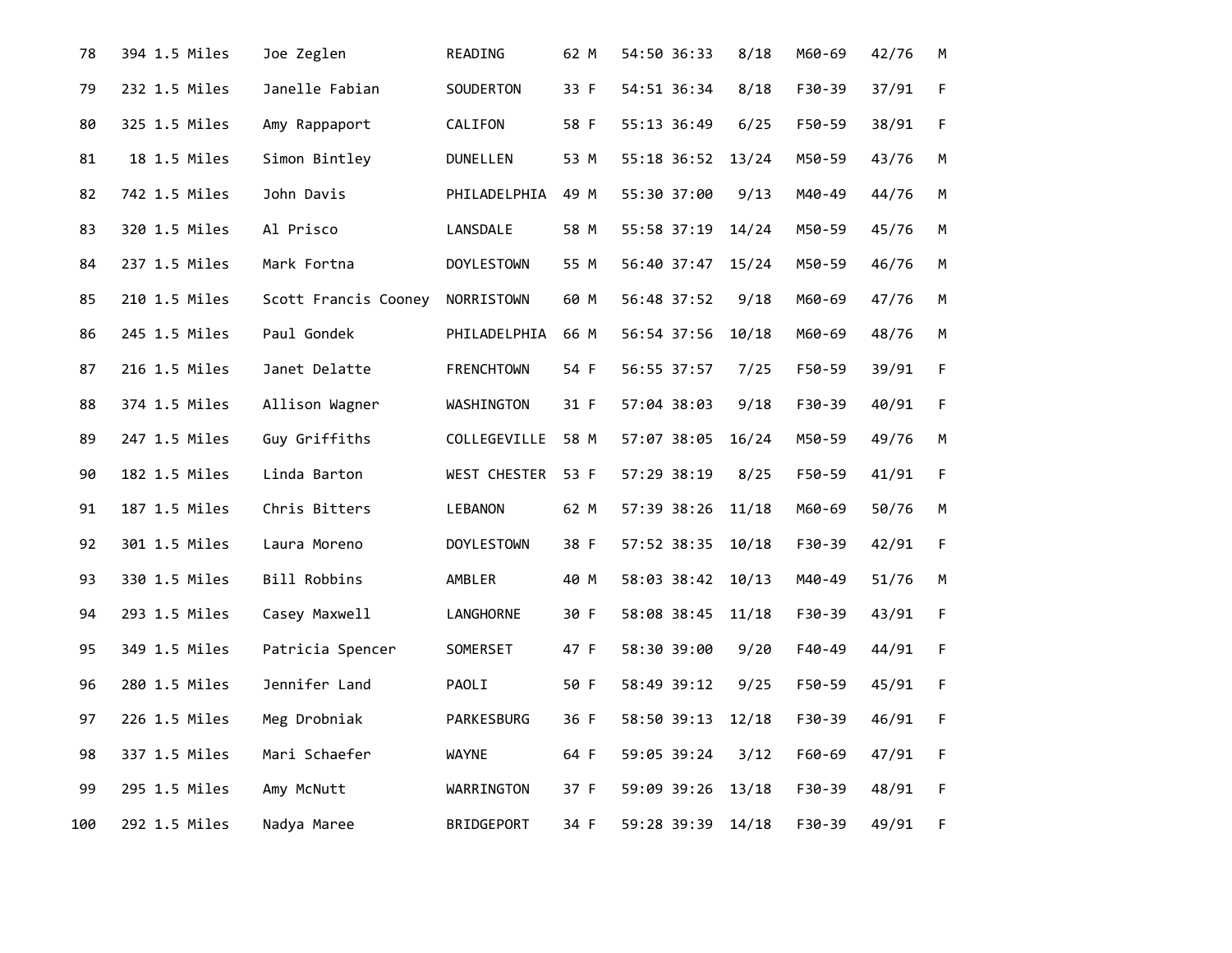| | | | | | | | | | | | | |
|---|---|---|---|---|---|---|---|---|---|---|---|---|
| 78 | 394 | 1.5 Miles | Joe Zeglen | READING | 62 | M | 54:50 | 36:33 | 8/18 | M60-69 | 42/76 | M |
| 79 | 232 | 1.5 Miles | Janelle Fabian | SOUDERTON | 33 | F | 54:51 | 36:34 | 8/18 | F30-39 | 37/91 | F |
| 80 | 325 | 1.5 Miles | Amy Rappaport | CALIFON | 58 | F | 55:13 | 36:49 | 6/25 | F50-59 | 38/91 | F |
| 81 | 18 | 1.5 Miles | Simon Bintley | DUNELLEN | 53 | M | 55:18 | 36:52 | 13/24 | M50-59 | 43/76 | M |
| 82 | 742 | 1.5 Miles | John Davis | PHILADELPHIA | 49 | M | 55:30 | 37:00 | 9/13 | M40-49 | 44/76 | M |
| 83 | 320 | 1.5 Miles | Al Prisco | LANSDALE | 58 | M | 55:58 | 37:19 | 14/24 | M50-59 | 45/76 | M |
| 84 | 237 | 1.5 Miles | Mark Fortna | DOYLESTOWN | 55 | M | 56:40 | 37:47 | 15/24 | M50-59 | 46/76 | M |
| 85 | 210 | 1.5 Miles | Scott Francis Cooney | NORRISTOWN | 60 | M | 56:48 | 37:52 | 9/18 | M60-69 | 47/76 | M |
| 86 | 245 | 1.5 Miles | Paul Gondek | PHILADELPHIA | 66 | M | 56:54 | 37:56 | 10/18 | M60-69 | 48/76 | M |
| 87 | 216 | 1.5 Miles | Janet Delatte | FRENCHTOWN | 54 | F | 56:55 | 37:57 | 7/25 | F50-59 | 39/91 | F |
| 88 | 374 | 1.5 Miles | Allison Wagner | WASHINGTON | 31 | F | 57:04 | 38:03 | 9/18 | F30-39 | 40/91 | F |
| 89 | 247 | 1.5 Miles | Guy Griffiths | COLLEGEVILLE | 58 | M | 57:07 | 38:05 | 16/24 | M50-59 | 49/76 | M |
| 90 | 182 | 1.5 Miles | Linda Barton | WEST CHESTER | 53 | F | 57:29 | 38:19 | 8/25 | F50-59 | 41/91 | F |
| 91 | 187 | 1.5 Miles | Chris Bitters | LEBANON | 62 | M | 57:39 | 38:26 | 11/18 | M60-69 | 50/76 | M |
| 92 | 301 | 1.5 Miles | Laura Moreno | DOYLESTOWN | 38 | F | 57:52 | 38:35 | 10/18 | F30-39 | 42/91 | F |
| 93 | 330 | 1.5 Miles | Bill Robbins | AMBLER | 40 | M | 58:03 | 38:42 | 10/13 | M40-49 | 51/76 | M |
| 94 | 293 | 1.5 Miles | Casey Maxwell | LANGHORNE | 30 | F | 58:08 | 38:45 | 11/18 | F30-39 | 43/91 | F |
| 95 | 349 | 1.5 Miles | Patricia Spencer | SOMERSET | 47 | F | 58:30 | 39:00 | 9/20 | F40-49 | 44/91 | F |
| 96 | 280 | 1.5 Miles | Jennifer Land | PAOLI | 50 | F | 58:49 | 39:12 | 9/25 | F50-59 | 45/91 | F |
| 97 | 226 | 1.5 Miles | Meg Drobniak | PARKESBURG | 36 | F | 58:50 | 39:13 | 12/18 | F30-39 | 46/91 | F |
| 98 | 337 | 1.5 Miles | Mari Schaefer | WAYNE | 64 | F | 59:05 | 39:24 | 3/12 | F60-69 | 47/91 | F |
| 99 | 295 | 1.5 Miles | Amy McNutt | WARRINGTON | 37 | F | 59:09 | 39:26 | 13/18 | F30-39 | 48/91 | F |
| 100 | 292 | 1.5 Miles | Nadya Maree | BRIDGEPORT | 34 | F | 59:28 | 39:39 | 14/18 | F30-39 | 49/91 | F |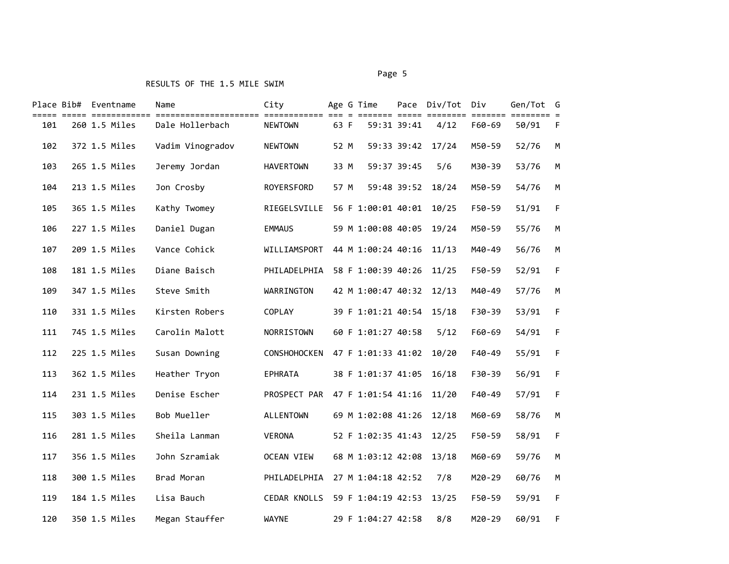RESULTS OF THE 1.5 MILE SWIM

| Place | Bib# | Eventname | Name | City | Age | G | Time | Pace | Div/Tot | Div | Gen/Tot | G |
|---|---|---|---|---|---|---|---|---|---|---|---|---|
| 101 | 260 | 1.5 Miles | Dale Hollerbach | NEWTOWN | 63 | F | 59:31 | 39:41 | 4/12 | F60-69 | 50/91 | F |
| 102 | 372 | 1.5 Miles | Vadim Vinogradov | NEWTOWN | 52 | M | 59:33 | 39:42 | 17/24 | M50-59 | 52/76 | M |
| 103 | 265 | 1.5 Miles | Jeremy Jordan | HAVERTOWN | 33 | M | 59:37 | 39:45 | 5/6 | M30-39 | 53/76 | M |
| 104 | 213 | 1.5 Miles | Jon Crosby | ROYERSFORD | 57 | M | 59:48 | 39:52 | 18/24 | M50-59 | 54/76 | M |
| 105 | 365 | 1.5 Miles | Kathy Twomey | RIEGELSVILLE | 56 | F | 1:00:01 | 40:01 | 10/25 | F50-59 | 51/91 | F |
| 106 | 227 | 1.5 Miles | Daniel Dugan | EMMAUS | 59 | M | 1:00:08 | 40:05 | 19/24 | M50-59 | 55/76 | M |
| 107 | 209 | 1.5 Miles | Vance Cohick | WILLIAMSPORT | 44 | M | 1:00:24 | 40:16 | 11/13 | M40-49 | 56/76 | M |
| 108 | 181 | 1.5 Miles | Diane Baisch | PHILADELPHIA | 58 | F | 1:00:39 | 40:26 | 11/25 | F50-59 | 52/91 | F |
| 109 | 347 | 1.5 Miles | Steve Smith | WARRINGTON | 42 | M | 1:00:47 | 40:32 | 12/13 | M40-49 | 57/76 | M |
| 110 | 331 | 1.5 Miles | Kirsten Robers | COPLAY | 39 | F | 1:01:21 | 40:54 | 15/18 | F30-39 | 53/91 | F |
| 111 | 745 | 1.5 Miles | Carolin Malott | NORRISTOWN | 60 | F | 1:01:27 | 40:58 | 5/12 | F60-69 | 54/91 | F |
| 112 | 225 | 1.5 Miles | Susan Downing | CONSHOHOCKEN | 47 | F | 1:01:33 | 41:02 | 10/20 | F40-49 | 55/91 | F |
| 113 | 362 | 1.5 Miles | Heather Tryon | EPHRATA | 38 | F | 1:01:37 | 41:05 | 16/18 | F30-39 | 56/91 | F |
| 114 | 231 | 1.5 Miles | Denise Escher | PROSPECT PAR | 47 | F | 1:01:54 | 41:16 | 11/20 | F40-49 | 57/91 | F |
| 115 | 303 | 1.5 Miles | Bob Mueller | ALLENTOWN | 69 | M | 1:02:08 | 41:26 | 12/18 | M60-69 | 58/76 | M |
| 116 | 281 | 1.5 Miles | Sheila Lanman | VERONA | 52 | F | 1:02:35 | 41:43 | 12/25 | F50-59 | 58/91 | F |
| 117 | 356 | 1.5 Miles | John Szramiak | OCEAN VIEW | 68 | M | 1:03:12 | 42:08 | 13/18 | M60-69 | 59/76 | M |
| 118 | 300 | 1.5 Miles | Brad Moran | PHILADELPHIA | 27 | M | 1:04:18 | 42:52 | 7/8 | M20-29 | 60/76 | M |
| 119 | 184 | 1.5 Miles | Lisa Bauch | CEDAR KNOLLS | 59 | F | 1:04:19 | 42:53 | 13/25 | F50-59 | 59/91 | F |
| 120 | 350 | 1.5 Miles | Megan Stauffer | WAYNE | 29 | F | 1:04:27 | 42:58 | 8/8 | M20-29 | 60/91 | F |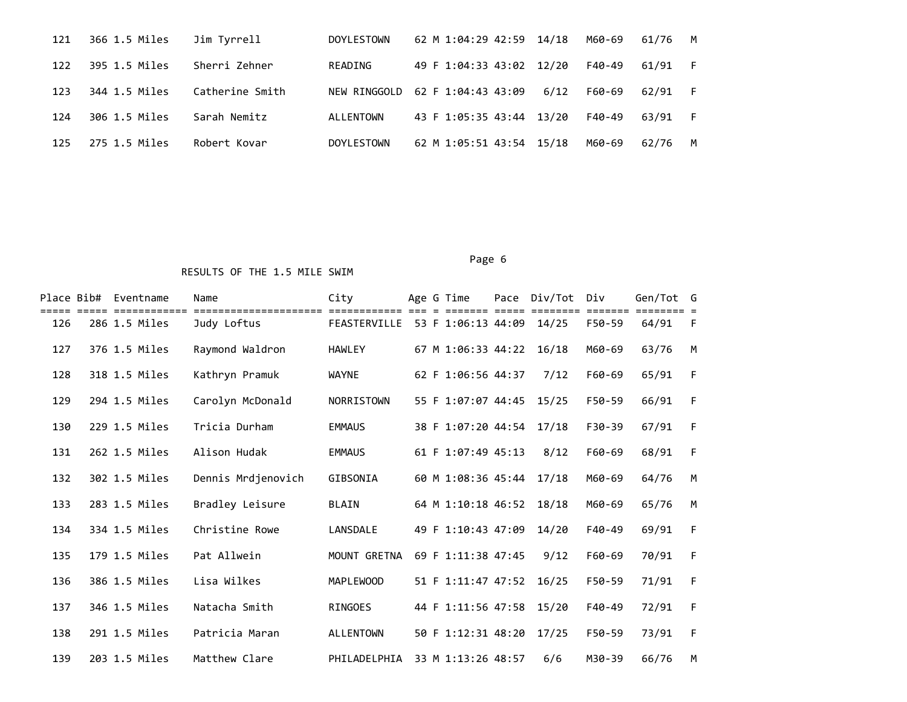| Place | Bib# | Eventname | Name | City | Age | G | Time | Pace | Div/Tot | Div | Gen/Tot | G |
|---|---|---|---|---|---|---|---|---|---|---|---|---|
| 121 | 366 | 1.5 Miles | Jim Tyrrell | DOYLESTOWN | 62 | M | 1:04:29 | 42:59 | 14/18 | M60-69 | 61/76 | M |
| 122 | 395 | 1.5 Miles | Sherri Zehner | READING | 49 | F | 1:04:33 | 43:02 | 12/20 | F40-49 | 61/91 | F |
| 123 | 344 | 1.5 Miles | Catherine Smith | NEW RINGGOLD | 62 | F | 1:04:43 | 43:09 | 6/12 | F60-69 | 62/91 | F |
| 124 | 306 | 1.5 Miles | Sarah Nemitz | ALLENTOWN | 43 | F | 1:05:35 | 43:44 | 13/20 | F40-49 | 63/91 | F |
| 125 | 275 | 1.5 Miles | Robert Kovar | DOYLESTOWN | 62 | M | 1:05:51 | 43:54 | 15/18 | M60-69 | 62/76 | M |

RESULTS OF THE 1.5 MILE SWIM

| Place | Bib# | Eventname | Name | City | Age | G | Time | Pace | Div/Tot | Div | Gen/Tot | G |
|---|---|---|---|---|---|---|---|---|---|---|---|---|
| 126 | 286 | 1.5 Miles | Judy Loftus | FEASTERVILLE | 53 | F | 1:06:13 | 44:09 | 14/25 | F50-59 | 64/91 | F |
| 127 | 376 | 1.5 Miles | Raymond Waldron | HAWLEY | 67 | M | 1:06:33 | 44:22 | 16/18 | M60-69 | 63/76 | M |
| 128 | 318 | 1.5 Miles | Kathryn Pramuk | WAYNE | 62 | F | 1:06:56 | 44:37 | 7/12 | F60-69 | 65/91 | F |
| 129 | 294 | 1.5 Miles | Carolyn McDonald | NORRISTOWN | 55 | F | 1:07:07 | 44:45 | 15/25 | F50-59 | 66/91 | F |
| 130 | 229 | 1.5 Miles | Tricia Durham | EMMAUS | 38 | F | 1:07:20 | 44:54 | 17/18 | F30-39 | 67/91 | F |
| 131 | 262 | 1.5 Miles | Alison Hudak | EMMAUS | 61 | F | 1:07:49 | 45:13 | 8/12 | F60-69 | 68/91 | F |
| 132 | 302 | 1.5 Miles | Dennis Mrdjenovich | GIBSONIA | 60 | M | 1:08:36 | 45:44 | 17/18 | M60-69 | 64/76 | M |
| 133 | 283 | 1.5 Miles | Bradley Leisure | BLAIN | 64 | M | 1:10:18 | 46:52 | 18/18 | M60-69 | 65/76 | M |
| 134 | 334 | 1.5 Miles | Christine Rowe | LANSDALE | 49 | F | 1:10:43 | 47:09 | 14/20 | F40-49 | 69/91 | F |
| 135 | 179 | 1.5 Miles | Pat Allwein | MOUNT GRETNA | 69 | F | 1:11:38 | 47:45 | 9/12 | F60-69 | 70/91 | F |
| 136 | 386 | 1.5 Miles | Lisa Wilkes | MAPLEWOOD | 51 | F | 1:11:47 | 47:52 | 16/25 | F50-59 | 71/91 | F |
| 137 | 346 | 1.5 Miles | Natacha Smith | RINGOES | 44 | F | 1:11:56 | 47:58 | 15/20 | F40-49 | 72/91 | F |
| 138 | 291 | 1.5 Miles | Patricia Maran | ALLENTOWN | 50 | F | 1:12:31 | 48:20 | 17/25 | F50-59 | 73/91 | F |
| 139 | 203 | 1.5 Miles | Matthew Clare | PHILADELPHIA | 33 | M | 1:13:26 | 48:57 | 6/6 | M30-39 | 66/76 | M |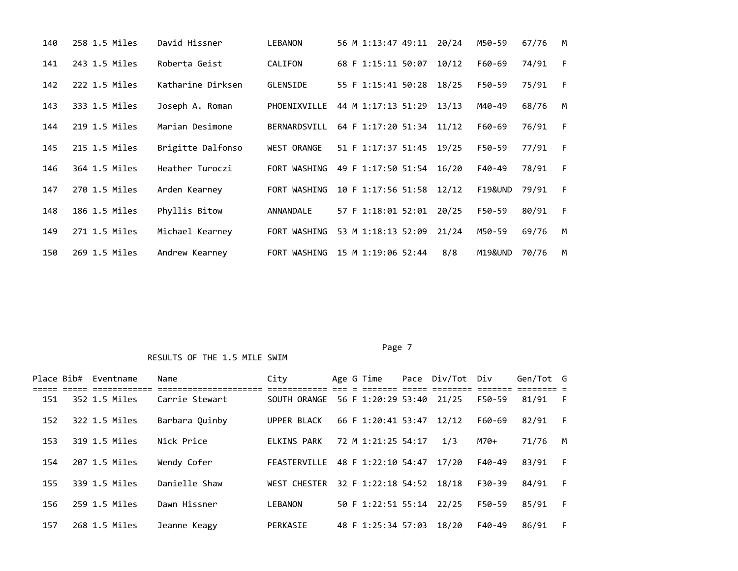| Place | Bib# | Eventname | Name | City | Age | G | Time | Pace | Div/Tot | Div | Gen/Tot | G |
|---|---|---|---|---|---|---|---|---|---|---|---|---|
| 140 | 258 | 1.5 Miles | David Hissner | LEBANON | 56 | M | 1:13:47 | 49:11 | 20/24 | M50-59 | 67/76 | M |
| 141 | 243 | 1.5 Miles | Roberta Geist | CALIFON | 68 | F | 1:15:11 | 50:07 | 10/12 | F60-69 | 74/91 | F |
| 142 | 222 | 1.5 Miles | Katharine Dirksen | GLENSIDE | 55 | F | 1:15:41 | 50:28 | 18/25 | F50-59 | 75/91 | F |
| 143 | 333 | 1.5 Miles | Joseph A. Roman | PHOENIXVILLE | 44 | M | 1:17:13 | 51:29 | 13/13 | M40-49 | 68/76 | M |
| 144 | 219 | 1.5 Miles | Marian Desimone | BERNARDSVILL | 64 | F | 1:17:20 | 51:34 | 11/12 | F60-69 | 76/91 | F |
| 145 | 215 | 1.5 Miles | Brigitte Dalfonso | WEST ORANGE | 51 | F | 1:17:37 | 51:45 | 19/25 | F50-59 | 77/91 | F |
| 146 | 364 | 1.5 Miles | Heather Turoczi | FORT WASHING | 49 | F | 1:17:50 | 51:54 | 16/20 | F40-49 | 78/91 | F |
| 147 | 270 | 1.5 Miles | Arden Kearney | FORT WASHING | 10 | F | 1:17:56 | 51:58 | 12/12 | F19&UND | 79/91 | F |
| 148 | 186 | 1.5 Miles | Phyllis Bitow | ANNANDALE | 57 | F | 1:18:01 | 52:01 | 20/25 | F50-59 | 80/91 | F |
| 149 | 271 | 1.5 Miles | Michael Kearney | FORT WASHING | 53 | M | 1:18:13 | 52:09 | 21/24 | M50-59 | 69/76 | M |
| 150 | 269 | 1.5 Miles | Andrew Kearney | FORT WASHING | 15 | M | 1:19:06 | 52:44 | 8/8 | M19&UND | 70/76 | M |

RESULTS OF THE 1.5 MILE SWIM

| Place | Bib# | Eventname | Name | City | Age | G | Time | Pace | Div/Tot | Div | Gen/Tot | G |
|---|---|---|---|---|---|---|---|---|---|---|---|---|
| 151 | 352 | 1.5 Miles | Carrie Stewart | SOUTH ORANGE | 56 | F | 1:20:29 | 53:40 | 21/25 | F50-59 | 81/91 | F |
| 152 | 322 | 1.5 Miles | Barbara Quinby | UPPER BLACK | 66 | F | 1:20:41 | 53:47 | 12/12 | F60-69 | 82/91 | F |
| 153 | 319 | 1.5 Miles | Nick Price | ELKINS PARK | 72 | M | 1:21:25 | 54:17 | 1/3 | M70+ | 71/76 | M |
| 154 | 207 | 1.5 Miles | Wendy Cofer | FEASTERVILLE | 48 | F | 1:22:10 | 54:47 | 17/20 | F40-49 | 83/91 | F |
| 155 | 339 | 1.5 Miles | Danielle Shaw | WEST CHESTER | 32 | F | 1:22:18 | 54:52 | 18/18 | F30-39 | 84/91 | F |
| 156 | 259 | 1.5 Miles | Dawn Hissner | LEBANON | 50 | F | 1:22:51 | 55:14 | 22/25 | F50-59 | 85/91 | F |
| 157 | 268 | 1.5 Miles | Jeanne Keagy | PERKASIE | 48 | F | 1:25:34 | 57:03 | 18/20 | F40-49 | 86/91 | F |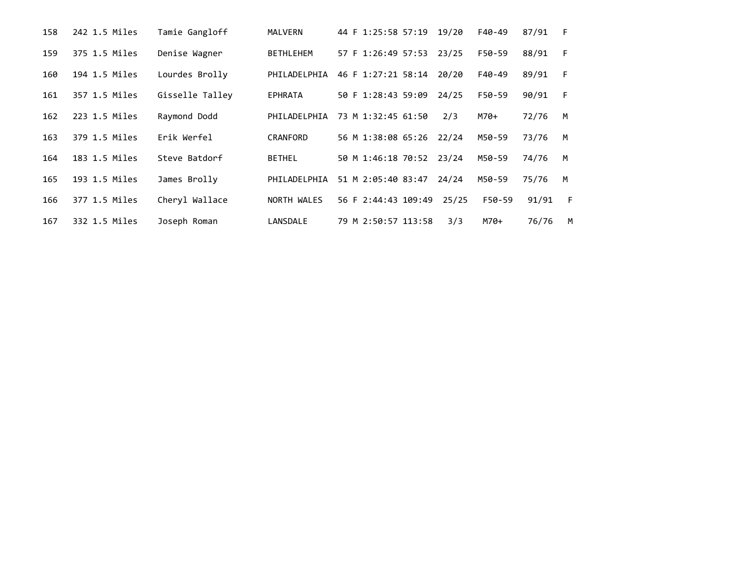| | | | | | | | | | | | | | |
|---|---|---|---|---|---|---|---|---|---|---|---|---|---|
| 158 | 242 | 1.5 Miles | Tamie Gangloff | MALVERN | 44 | F | 1:25:58 | 57:19 | 19/20 | F40-49 | 87/91 | F |
| 159 | 375 | 1.5 Miles | Denise Wagner | BETHLEHEM | 57 | F | 1:26:49 | 57:53 | 23/25 | F50-59 | 88/91 | F |
| 160 | 194 | 1.5 Miles | Lourdes Brolly | PHILADELPHIA | 46 | F | 1:27:21 | 58:14 | 20/20 | F40-49 | 89/91 | F |
| 161 | 357 | 1.5 Miles | Gisselle Talley | EPHRATA | 50 | F | 1:28:43 | 59:09 | 24/25 | F50-59 | 90/91 | F |
| 162 | 223 | 1.5 Miles | Raymond Dodd | PHILADELPHIA | 73 | M | 1:32:45 | 61:50 | 2/3 | M70+ | 72/76 | M |
| 163 | 379 | 1.5 Miles | Erik Werfel | CRANFORD | 56 | M | 1:38:08 | 65:26 | 22/24 | M50-59 | 73/76 | M |
| 164 | 183 | 1.5 Miles | Steve Batdorf | BETHEL | 50 | M | 1:46:18 | 70:52 | 23/24 | M50-59 | 74/76 | M |
| 165 | 193 | 1.5 Miles | James Brolly | PHILADELPHIA | 51 | M | 2:05:40 | 83:47 | 24/24 | M50-59 | 75/76 | M |
| 166 | 377 | 1.5 Miles | Cheryl Wallace | NORTH WALES | 56 | F | 2:44:43 | 109:49 | 25/25 | F50-59 | 91/91 | F |
| 167 | 332 | 1.5 Miles | Joseph Roman | LANSDALE | 79 | M | 2:50:57 | 113:58 | 3/3 | M70+ | 76/76 | M |